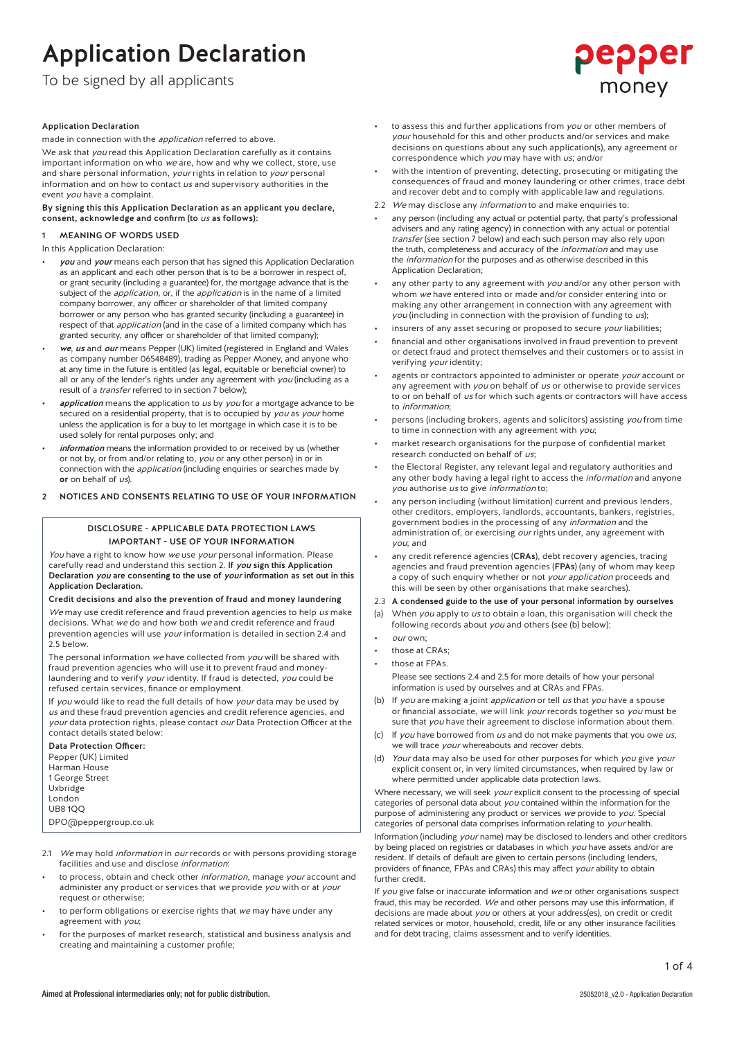# Application Declaration

To be signed by all applicants

**Application Declaration**

made in connection with the *application* referred to above.

We ask that *you* read this Application Declaration carefully as it contains important information on who *we* are, how and why we collect, store, use and share personal information, *your* rights in relation to *your* personal information and on how to contact *us* and supervisory authorities in the event *you* have a complaint.

**By signing this this Application Declaration as an applicant you declare, consent, acknowledge and confirm (to *us* as follows):**

## 1 MEANING OF WORDS USED

In this Application Declaration:

- ***you*** and ***your*** means each person that has signed this Application Declaration as an applicant and each other person that is to be a borrower in respect of, or grant security (including a guarantee) for, the mortgage advance that is the subject of the *application*, or, if the *application* is in the name of a limited company borrower, any officer or shareholder of that limited company borrower or any person who has granted security (including a guarantee) in respect of that *application* (and in the case of a limited company which has granted security, any officer or shareholder of that limited company);
- ***we***, ***us*** and ***our*** means Pepper (UK) limited (registered in England and Wales as company number 06548489), trading as Pepper Money, and anyone who at any time in the future is entitled (as legal, equitable or beneficial owner) to all or any of the lender's rights under any agreement with *you* (including as a result of a *transfer* referred to in section 7 below);
- ***application*** means the application to *us* by *you* for a mortgage advance to be secured on a residential property, that is to occupied by *you* as *your* home unless the application is for a buy to let mortgage in which case it is to be used solely for rental purposes only; and
- ***information*** means the information provided to or received by us (whether or not by, or from and/or relating to, *you* or any other person) in or in connection with the *application* (including enquiries or searches made by **or** on behalf of *us*).

## 2 NOTICES AND CONSENTS RELATING TO USE OF YOUR INFORMATION

**DISCLOSURE - APPLICABLE DATA PROTECTION LAWS**
**IMPORTANT - USE OF YOUR INFORMATION**

*You* have a right to know how *we* use *your* personal information. Please carefully read and understand this section 2. **If *you* sign this Application Declaration *you* are consenting to the use of *your* information as set out in this Application Declaration.**

**Credit decisions and also the prevention of fraud and money laundering**

*We* may use credit reference and fraud prevention agencies to help *us* make decisions. What *we* do and how both *we* and credit reference and fraud prevention agencies will use *your* information is detailed in section 2.4 and 2.5 below.

The personal information *we* have collected from *you* will be shared with fraud prevention agencies who will use it to prevent fraud and money-laundering and to verify *your* identity. If fraud is detected, *you* could be refused certain services, finance or employment.

If *you* would like to read the full details of how *your* data may be used by *us* and these fraud prevention agencies and credit reference agencies, and *your* data protection rights, please contact *our* Data Protection Officer at the contact details stated below:

**Data Protection Officer:**
Pepper (UK) Limited
Harman House
1 George Street
Uxbridge
London
UB8 1QQ
DPO@peppergroup.co.uk

2.1 *We* may hold *information* in *our* records or with persons providing storage facilities and use and disclose *information*:

- to process, obtain and check other *information*, manage *your* account and administer any product or services that *we* provide *you* with or at *your* request or otherwise;
- to perform obligations or exercise rights that *we* may have under any agreement with *you*;
- for the purposes of market research, statistical and business analysis and creating and maintaining a customer profile;
- to assess this and further applications from *you* or other members of *your* household for this and other products and/or services and make decisions on questions about any such application(s), any agreement or correspondence which *you* may have with *us*; and/or
- with the intention of preventing, detecting, prosecuting or mitigating the consequences of fraud and money laundering or other crimes, trace debt and recover debt and to comply with applicable law and regulations.

2.2 *We* may disclose any *information* to and make enquiries to:

- any person (including any actual or potential party, that party's professional advisers and any rating agency) in connection with any actual or potential *transfer* (see section 7 below) and each such person may also rely upon the truth, completeness and accuracy of the *information* and may use the *information* for the purposes and as otherwise described in this Application Declaration;
- any other party to any agreement with *you* and/or any other person with whom *we* have entered into or made and/or consider entering into or making any other arrangement in connection with any agreement with *you* (including in connection with the provision of funding to *us*);
- insurers of any asset securing or proposed to secure *your* liabilities;
- financial and other organisations involved in fraud prevention to prevent or detect fraud and protect themselves and their customers or to assist in verifying *your* identity;
- agents or contractors appointed to administer or operate *your* account or any agreement with *you* on behalf of *us* or otherwise to provide services to or on behalf of *us* for which such agents or contractors will have access to *information*;
- persons (including brokers, agents and solicitors) assisting *you* from time to time in connection with any agreement with *you*;
- market research organisations for the purpose of confidential market research conducted on behalf of *us*;
- the Electoral Register, any relevant legal and regulatory authorities and any other body having a legal right to access the *information* and anyone *you* authorise *us* to give *information* to;
- any person including (without limitation) current and previous lenders, other creditors, employers, landlords, accountants, bankers, registries, government bodies in the processing of any *information* and the administration of, or exercising *our* rights under, any agreement with *you*; and
- any credit reference agencies (**CRAs**), debt recovery agencies, tracing agencies and fraud prevention agencies (**FPAs**) (any of whom may keep a copy of such enquiry whether or not *your application* proceeds and this will be seen by other organisations that make searches).

2.3 **A condensed guide to the use of your personal information by ourselves**

(a) When *you* apply to *us* to obtain a loan, this organisation will check the following records about *you* and others (see (b) below):

- *our* own;
- those at CRAs;
- those at FPAs.

Please see sections 2.4 and 2.5 for more details of how your personal information is used by ourselves and at CRAs and FPAs.

(b) If *you* are making a joint *application* or tell *us* that *you* have a spouse or financial associate, *we* will link *your* records together so *you* must be sure that *you* have their agreement to disclose information about them.

(c) If *you* have borrowed from *us* and do not make payments that you owe *us*, we will trace *your* whereabouts and recover debts.

(d) *Your* data may also be used for other purposes for which *you* give *your* explicit consent or, in very limited circumstances, when required by law or where permitted under applicable data protection laws.

Where necessary, we will seek *your* explicit consent to the processing of special categories of personal data about *you* contained within the information for the purpose of administering any product or services *we* provide to *you*. Special categories of personal data comprises information relating to *your* health.

Information (including *your* name) may be disclosed to lenders and other creditors by being placed on registries or databases in which *you* have assets and/or are resident. If details of default are given to certain persons (including lenders, providers of finance, FPAs and CRAs) this may affect *your* ability to obtain further credit.

If *you* give false or inaccurate information and *we* or other organisations suspect fraud, this may be recorded. *We* and other persons may use this information, if decisions are made about *you* or others at *your* address(es), on credit or credit related services or motor, household, credit, life or any other insurance facilities and for debt tracing, claims assessment and to verify identities.

Aimed at Professional intermediaries only; not for public distribution.

25052018_v2.0 - Application Declaration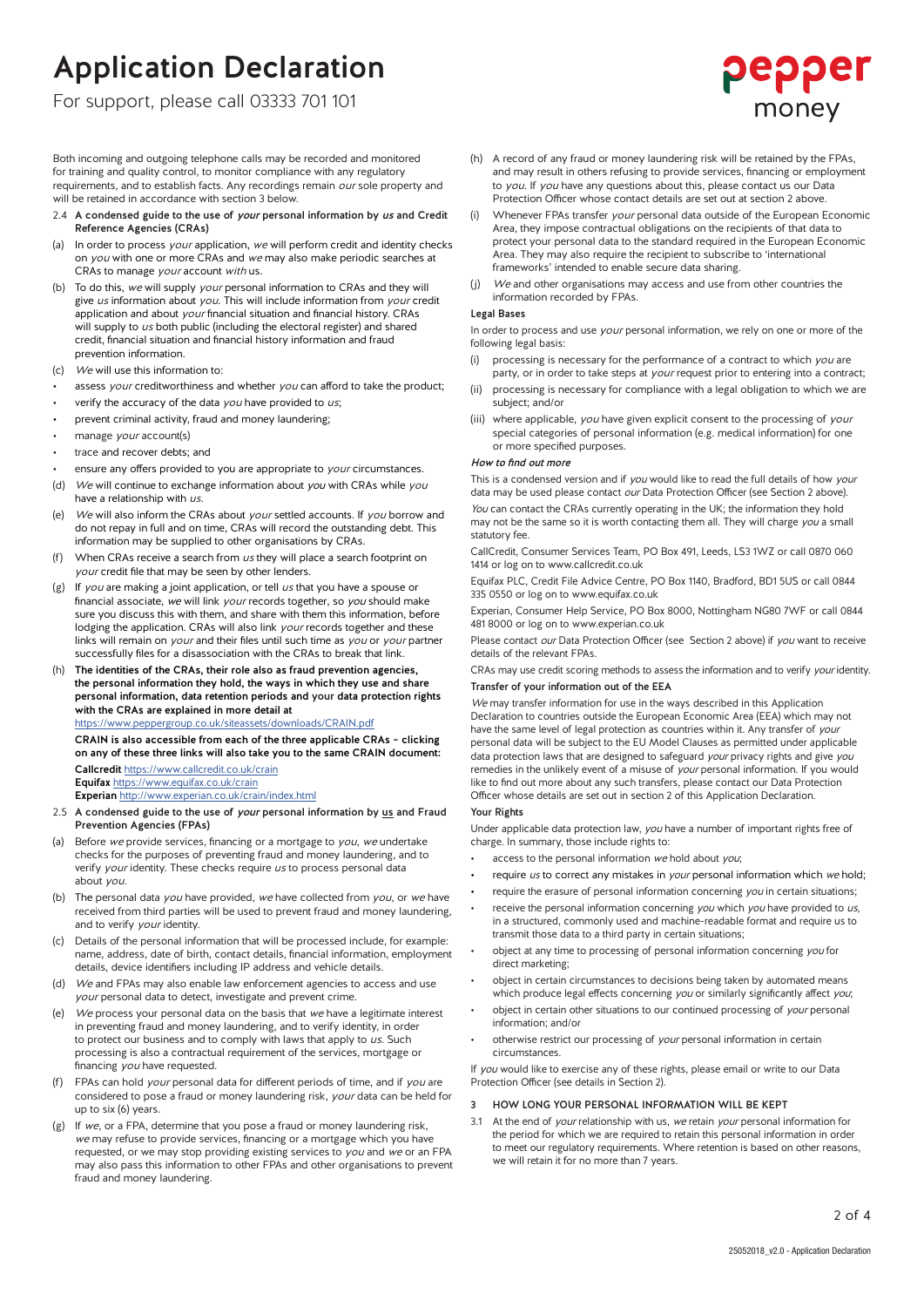Both incoming and outgoing telephone calls may be recorded and monitored for training and quality control, to monitor compliance with any regulatory requirements, and to establish facts. Any recordings remain *our* sole property and will be retained in accordance with section 3 below.

**2.4 A condensed guide to the use of *your* personal information by *us* and Credit Reference Agencies (CRAs)**

(a) In order to process *your* application, *we* will perform credit and identity checks on *you* with one or more CRAs and *we* may also make periodic searches at CRAs to manage *your* account *with* us.

(b) To do this, *we* will supply *your* personal information to CRAs and they will give *us* information about *you*. This will include information from *your* credit application and about *your* financial situation and financial history. CRAs will supply to *us* both public (including the electoral register) and shared credit, financial situation and financial history information and fraud prevention information.

(c) *We* will use this information to:

- assess *your* creditworthiness and whether *you* can afford to take the product;
- verify the accuracy of the data *you* have provided to *us*;
- prevent criminal activity, fraud and money laundering;
- manage *your* account(s)
- trace and recover debts; and
- ensure any offers provided to you are appropriate to *your* circumstances.

(d) *We* will continue to exchange information about *you* with CRAs while *you* have a relationship with *us*.

(e) *We* will also inform the CRAs about *your* settled accounts. If *you* borrow and do not repay in full and on time, CRAs will record the outstanding debt. This information may be supplied to other organisations by CRAs.

(f) When CRAs receive a search from *us* they will place a search footprint on *your* credit file that may be seen by other lenders.

(g) If *you* are making a joint application, or tell *us* that you have a spouse or financial associate, *we* will link *your* records together, so *you* should make sure you discuss this with them, and share with them this information, before lodging the application. CRAs will also link *your* records together and these links will remain on *your* and their files until such time as *you* or *your* partner successfully files for a disassociation with the CRAs to break that link.

(h) **The identities of the CRAs, their role also as fraud prevention agencies, the personal information they hold, the ways in which they use and share personal information, data retention periods and your data protection rights with the CRAs are explained in more detail at** https://www.peppergroup.co.uk/siteassets/downloads/CRAIN.pdf

**CRAIN is also accessible from each of the three applicable CRAs – clicking on any of these three links will also take you to the same CRAIN document:**

**Callcredit** https://www.callcredit.co.uk/crain
**Equifax** https://www.equifax.co.uk/crain
**Experian** http://www.experian.co.uk/crain/index.html

**2.5 A condensed guide to the use of *your* personal information by <u>us</u> and Fraud Prevention Agencies (FPAs)**

(a) Before *we* provide services, financing or a mortgage to *you*, *we* undertake checks for the purposes of preventing fraud and money laundering, and to verify *your* identity. These checks require *us* to process personal data about *you*.

(b) The personal data *you* have provided, *we* have collected from *you*, or *we* have received from third parties will be used to prevent fraud and money laundering, and to verify *your* identity.

(c) Details of the personal information that will be processed include, for example: name, address, date of birth, contact details, financial information, employment details, device identifiers including IP address and vehicle details.

(d) *We* and FPAs may also enable law enforcement agencies to access and use *your* personal data to detect, investigate and prevent crime.

(e) *We* process your personal data on the basis that *we* have a legitimate interest in preventing fraud and money laundering, and to verify identity, in order to protect our business and to comply with laws that apply to *us*. Such processing is also a contractual requirement of the services, mortgage or financing *you* have requested.

(f) FPAs can hold *your* personal data for different periods of time, and if *you* are considered to pose a fraud or money laundering risk, *your* data can be held for up to six (6) years.

(g) If *we*, or a FPA, determine that you pose a fraud or money laundering risk, *we* may refuse to provide services, financing or a mortgage which you have requested, or we may stop providing existing services to *you* and *we* or an FPA may also pass this information to other FPAs and other organisations to prevent fraud and money laundering.

(h) A record of any fraud or money laundering risk will be retained by the FPAs, and may result in others refusing to provide services, financing or employment to *you*. If *you* have any questions about this, please contact us our Data Protection Officer whose contact details are set out at section 2 above.

(i) Whenever FPAs transfer *your* personal data outside of the European Economic Area, they impose contractual obligations on the recipients of that data to protect your personal data to the standard required in the European Economic Area. They may also require the recipient to subscribe to 'international frameworks' intended to enable secure data sharing.

(j) *We* and other organisations may access and use from other countries the information recorded by FPAs.

**Legal Bases**

In order to process and use *your* personal information, we rely on one or more of the following legal basis:

(i) processing is necessary for the performance of a contract to which *you* are party, or in order to take steps at *your* request prior to entering into a contract;

(ii) processing is necessary for compliance with a legal obligation to which we are subject; and/or

(iii) where applicable, *you* have given explicit consent to the processing of *your* special categories of personal information (e.g. medical information) for one or more specified purposes.

***How to find out more***

This is a condensed version and if *you* would like to read the full details of how *your* data may be used please contact *our* Data Protection Officer (see Section 2 above).

*You* can contact the CRAs currently operating in the UK; the information they hold may not be the same so it is worth contacting them all. They will charge *you* a small statutory fee.

CallCredit, Consumer Services Team, PO Box 491, Leeds, LS3 1WZ or call 0870 060 1414 or log on to www.callcredit.co.uk

Equifax PLC, Credit File Advice Centre, PO Box 1140, Bradford, BD1 5US or call 0844 335 0550 or log on to www.equifax.co.uk

Experian, Consumer Help Service, PO Box 8000, Nottingham NG80 7WF or call 0844 481 8000 or log on to www.experian.co.uk

Please contact *our* Data Protection Officer (see Section 2 above) if *you* want to receive details of the relevant FPAs.

CRAs may use credit scoring methods to assess the information and to verify *your* identity.

**Transfer of your information out of the EEA**

*We* may transfer information for use in the ways described in this Application Declaration to countries outside the European Economic Area (EEA) which may not have the same level of legal protection as countries within it. Any transfer of *your* personal data will be subject to the EU Model Clauses as permitted under applicable data protection laws that are designed to safeguard *your* privacy rights and give *you* remedies in the unlikely event of a misuse of *your* personal information. If you would like to find out more about any such transfers, please contact our Data Protection Officer whose details are set out in section 2 of this Application Declaration.

**Your Rights**

Under applicable data protection law, *you* have a number of important rights free of charge. In summary, those include rights to:

- access to the personal information *we* hold about *you*;
- require *us* to correct any mistakes in *your* personal information which *we* hold;
- require the erasure of personal information concerning *you* in certain situations;
- receive the personal information concerning *you* which *you* have provided to *us*, in a structured, commonly used and machine-readable format and require us to transmit those data to a third party in certain situations;
- object at any time to processing of personal information concerning *you* for direct marketing;
- object in certain circumstances to decisions being taken by automated means which produce legal effects concerning *you* or similarly significantly affect *you*;
- object in certain other situations to our continued processing of *your* personal information; and/or
- otherwise restrict our processing of *your* personal information in certain circumstances.

If *you* would like to exercise any of these rights, please email or write to our Data Protection Officer (see details in Section 2).

## 3 HOW LONG YOUR PERSONAL INFORMATION WILL BE KEPT

3.1 At the end of *your* relationship with us, *we* retain *your* personal information for the period for which we are required to retain this personal information in order to meet our regulatory requirements. Where retention is based on other reasons, we will retain it for no more than 7 years.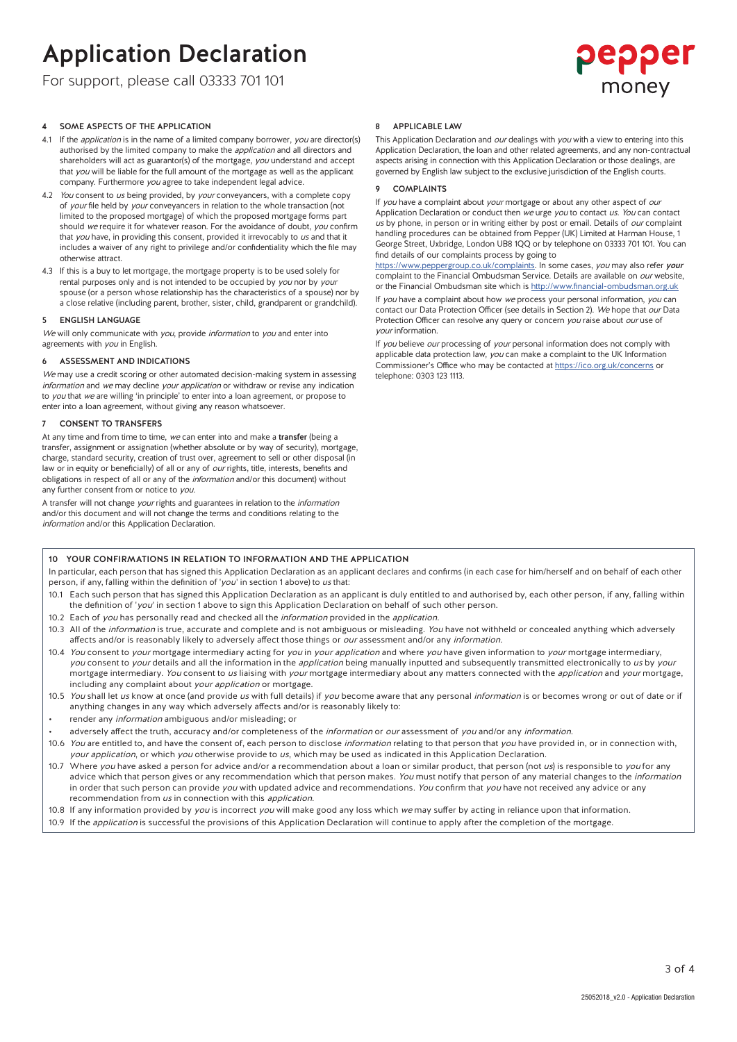# Application Declaration

For support, please call 03333 701 101

## 4 SOME ASPECTS OF THE APPLICATION

4.1 If the *application* is in the name of a limited company borrower, *you* are director(s) authorised by the limited company to make the *application* and all directors and shareholders will act as guarantor(s) of the mortgage, *you* understand and accept that *you* will be liable for the full amount of the mortgage as well as the applicant company. Furthermore *you* agree to take independent legal advice.

4.2 *You* consent to *us* being provided, by *your* conveyancers, with a complete copy of *your* file held by *your* conveyancers in relation to the whole transaction (not limited to the proposed mortgage) of which the proposed mortgage forms part should *we* require it for whatever reason. For the avoidance of doubt, *you* confirm that *you* have, in providing this consent, provided it irrevocably to *us* and that it includes a waiver of any right to privilege and/or confidentiality which the file may otherwise attract.

4.3 If this is a buy to let mortgage, the mortgage property is to be used solely for rental purposes only and is not intended to be occupied by *you* nor by *your* spouse (or a person whose relationship has the characteristics of a spouse) nor by a close relative (including parent, brother, sister, child, grandparent or grandchild).

## 5 ENGLISH LANGUAGE

*We* will only communicate with *you*, provide *information* to *you* and enter into agreements with *you* in English.

## 6 ASSESSMENT AND INDICATIONS

*We* may use a credit scoring or other automated decision-making system in assessing *information* and *we* may decline *your application* or withdraw or revise any indication to *you* that *we* are willing 'in principle' to enter into a loan agreement, or propose to enter into a loan agreement, without giving any reason whatsoever.

## 7 CONSENT TO TRANSFERS

At any time and from time to time, *we* can enter into and make a **transfer** (being a transfer, assignment or assignation (whether absolute or by way of security), mortgage, charge, standard security, creation of trust over, agreement to sell or other disposal (in law or in equity or beneficially) of all or any of *our* rights, title, interests, benefits and obligations in respect of all or any of the *information* and/or this document) without any further consent from or notice to *you*.

A transfer will not change *your* rights and guarantees in relation to the *information* and/or this document and will not change the terms and conditions relating to the *information* and/or this Application Declaration.

## 8 APPLICABLE LAW

This Application Declaration and *our* dealings with *you* with a view to entering into this Application Declaration, the loan and other related agreements, and any non-contractual aspects arising in connection with this Application Declaration or those dealings, are governed by English law subject to the exclusive jurisdiction of the English courts.

## 9 COMPLAINTS

If *you* have a complaint about *your* mortgage or about any other aspect of *our* Application Declaration or conduct then *we* urge *you* to contact *us*. *You* can contact *us* by phone, in person or in writing either by post or email. Details of *our* complaint handling procedures can be obtained from Pepper (UK) Limited at Harman House, 1 George Street, Uxbridge, London UB8 1QQ or by telephone on 03333 701 101. You can find details of our complaints process by going to https://www.peppergroup.co.uk/complaints. In some cases, *you* may also refer ***your*** complaint to the Financial Ombudsman Service. Details are available on *our* website, or the Financial Ombudsman site which is http://www.financial-ombudsman.org.uk

If *you* have a complaint about how *we* process your personal information, *you* can contact our Data Protection Officer (see details in Section 2). *We* hope that *our* Data Protection Officer can resolve any query or concern *you* raise about *our* use of *your* information.

If *you* believe *our* processing of *your* personal information does not comply with applicable data protection law, *you* can make a complaint to the UK Information Commissioner's Office who may be contacted at https://ico.org.uk/concerns or telephone: 0303 123 1113.

## 10 YOUR CONFIRMATIONS IN RELATION TO INFORMATION AND THE APPLICATION

In particular, each person that has signed this Application Declaration as an applicant declares and confirms (in each case for him/herself and on behalf of each other person, if any, falling within the definition of '*you*' in section 1 above) to *us* that:

10.1 Each such person that has signed this Application Declaration as an applicant is duly entitled to and authorised by, each other person, if any, falling within the definition of '*you*' in section 1 above to sign this Application Declaration on behalf of such other person.

10.2 Each of *you* has personally read and checked all the *information* provided in the *application*.

10.3 All of the *information* is true, accurate and complete and is not ambiguous or misleading. *You* have not withheld or concealed anything which adversely affects and/or is reasonably likely to adversely affect those things or *our* assessment and/or any *information*.

10.4 *You* consent to *your* mortgage intermediary acting for *you* in *your application* and where *you* have given information to *your* mortgage intermediary, *you* consent to *your* details and all the information in the *application* being manually inputted and subsequently transmitted electronically to *us* by *your* mortgage intermediary. *You* consent to *us* liaising with *your* mortgage intermediary about any matters connected with the *application* and *your* mortgage, including any complaint about *your application* or mortgage.

10.5 *You* shall let *us* know at once (and provide *us* with full details) if *you* become aware that any personal *information* is or becomes wrong or out of date or if anything changes in any way which adversely affects and/or is reasonably likely to:

- render any *information* ambiguous and/or misleading; or
- adversely affect the truth, accuracy and/or completeness of the *information* or *our* assessment of *you* and/or any *information*.

10.6 *You* are entitled to, and have the consent of, each person to disclose *information* relating to that person that *you* have provided in, or in connection with, *your application*, or which *you* otherwise provide to *us*, which may be used as indicated in this Application Declaration.

10.7 Where *you* have asked a person for advice and/or a recommendation about a loan or similar product, that person (not *us*) is responsible to *you* for any advice which that person gives or any recommendation which that person makes. *You* must notify that person of any material changes to the *information* in order that such person can provide *you* with updated advice and recommendations. *You* confirm that *you* have not received any advice or any recommendation from *us* in connection with this *application*.

10.8 If any information provided by *you* is incorrect *you* will make good any loss which *we* may suffer by acting in reliance upon that information.

10.9 If the *application* is successful the provisions of this Application Declaration will continue to apply after the completion of the mortgage.

25052018_v2.0 - Application Declaration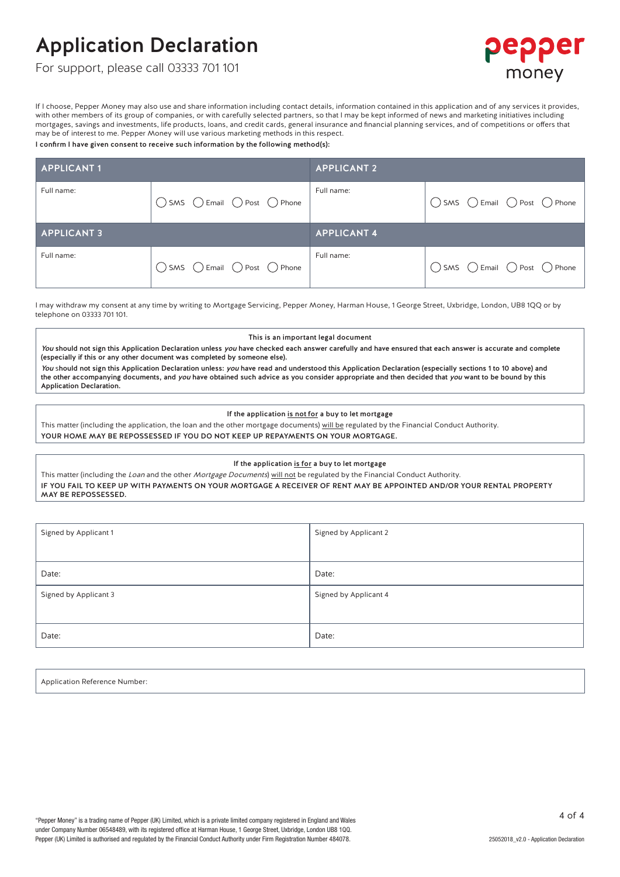# Application Declaration

For support, please call 03333 701 101

If I choose, Pepper Money may also use and share information including contact details, information contained in this application and of any services it provides, with other members of its group of companies, or with carefully selected partners, so that I may be kept informed of news and marketing initiatives including mortgages, savings and investments, life products, loans, and credit cards, general insurance and financial planning services, and of competitions or offers that may be of interest to me. Pepper Money will use various marketing methods in this respect.

**I confirm I have given consent to receive such information by the following method(s):**

| APPLICANT 1 | | APPLICANT 2 | |
|---|---|---|---|
| Full name: | ◯ SMS ◯ Email ◯ Post ◯ Phone | Full name: | ◯ SMS ◯ Email ◯ Post ◯ Phone |
| **APPLICANT 3** | | **APPLICANT 4** | |
| Full name: | ◯ SMS ◯ Email ◯ Post ◯ Phone | Full name: | ◯ SMS ◯ Email ◯ Post ◯ Phone |

I may withdraw my consent at any time by writing to Mortgage Servicing, Pepper Money, Harman House, 1 George Street, Uxbridge, London, UB8 1QQ or by telephone on 03333 701 101.

**This is an important legal document**

***You* should not sign this Application Declaration unless *you* have checked each answer carefully and have ensured that each answer is accurate and complete (especially if this or any other document was completed by someone else).**

***You* should not sign this Application Declaration unless: *you* have read and understood this Application Declaration (especially sections 1 to 10 above) and the other accompanying documents, and *you* have obtained such advice as you consider appropriate and then decided that *you* want to be bound by this Application Declaration.**

**If the application is not for a buy to let mortgage**

This matter (including the application, the loan and the other mortgage documents) will be regulated by the Financial Conduct Authority.

**YOUR HOME MAY BE REPOSSESSED IF YOU DO NOT KEEP UP REPAYMENTS ON YOUR MORTGAGE.**

**If the application is for a buy to let mortgage**

This matter (including the *Loan* and the other *Mortgage Documents*) will not be regulated by the Financial Conduct Authority.

**IF YOU FAIL TO KEEP UP WITH PAYMENTS ON YOUR MORTGAGE A RECEIVER OF RENT MAY BE APPOINTED AND/OR YOUR RENTAL PROPERTY MAY BE REPOSSESSED.**

| | |
|---|---|
| Signed by Applicant 1 | Signed by Applicant 2 |
| Date: | Date: |
| Signed by Applicant 3 | Signed by Applicant 4 |
| Date: | Date: |

Application Reference Number:

"Pepper Money" is a trading name of Pepper (UK) Limited, which is a private limited company registered in England and Wales under Company Number 06548489, with its registered office at Harman House, 1 George Street, Uxbridge, London UB8 1QQ. Pepper (UK) Limited is authorised and regulated by the Financial Conduct Authority under Firm Registration Number 484078.

25052018_v2.0 - Application Declaration